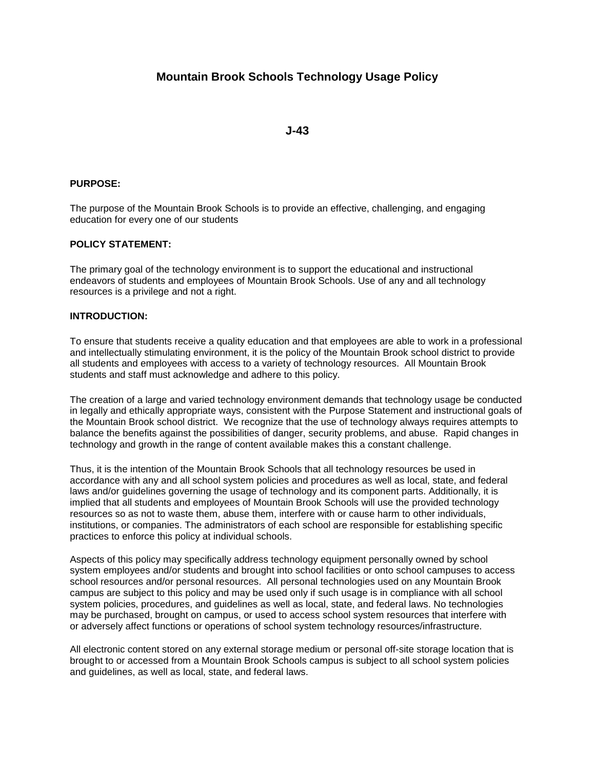# Mountain Brook Schools Technology Usage Policy

## J-43

**PURPOSE:**

The purpose of the Mountain Brook Schools is to provide an effective, challenging, and engaging education for every one of our students

**POLICY STATEMENT:**

The primary goal of the technology environment is to support the educational and instructional endeavors of students and employees of Mountain Brook Schools. Use of any and all technology resources is a privilege and not a right.

**INTRODUCTION:**

To ensure that students receive a quality education and that employees are able to work in a professional and intellectually stimulating environment, it is the policy of the Mountain Brook school district to provide all students and employees with access to a variety of technology resources. All Mountain Brook students and staff must acknowledge and adhere to this policy.

The creation of a large and varied technology environment demands that technology usage be conducted in legally and ethically appropriate ways, consistent with the Purpose Statement and instructional goals of the Mountain Brook school district. We recognize that the use of technology always requires attempts to balance the benefits against the possibilities of danger, security problems, and abuse. Rapid changes in technology and growth in the range of content available makes this a constant challenge.

Thus, it is the intention of the Mountain Brook Schools that all technology resources be used in accordance with any and all school system policies and procedures as well as local, state, and federal laws and/or guidelines governing the usage of technology and its component parts. Additionally, it is implied that all students and employees of Mountain Brook Schools will use the provided technology resources so as not to waste them, abuse them, interfere with or cause harm to other individuals, institutions, or companies. The administrators of each school are responsible for establishing specific practices to enforce this policy at individual schools.

Aspects of this policy may specifically address technology equipment personally owned by school system employees and/or students and brought into school facilities or onto school campuses to access school resources and/or personal resources. All personal technologies used on any Mountain Brook campus are subject to this policy and may be used only if such usage is in compliance with all school system policies, procedures, and guidelines as well as local, state, and federal laws. No technologies may be purchased, brought on campus, or used to access school system resources that interfere with or adversely affect functions or operations of school system technology resources/infrastructure.

All electronic content stored on any external storage medium or personal off-site storage location that is brought to or accessed from a Mountain Brook Schools campus is subject to all school system policies and guidelines, as well as local, state, and federal laws.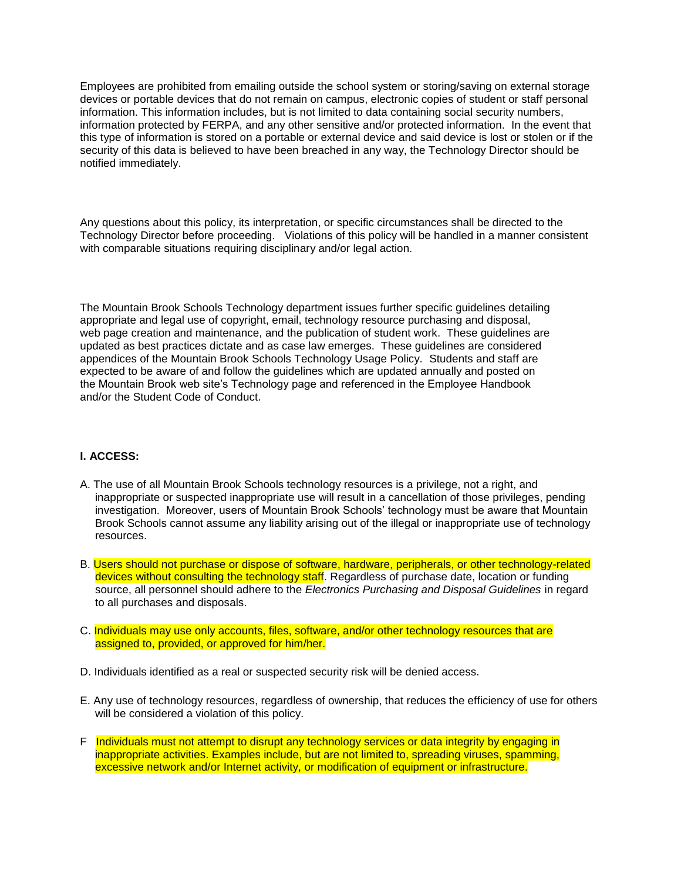Employees are prohibited from emailing outside the school system or storing/saving on external storage devices or portable devices that do not remain on campus, electronic copies of student or staff personal information. This information includes, but is not limited to data containing social security numbers, information protected by FERPA, and any other sensitive and/or protected information. In the event that this type of information is stored on a portable or external device and said device is lost or stolen or if the security of this data is believed to have been breached in any way, the Technology Director should be notified immediately.

Any questions about this policy, its interpretation, or specific circumstances shall be directed to the Technology Director before proceeding. Violations of this policy will be handled in a manner consistent with comparable situations requiring disciplinary and/or legal action.

The Mountain Brook Schools Technology department issues further specific guidelines detailing appropriate and legal use of copyright, email, technology resource purchasing and disposal, web page creation and maintenance, and the publication of student work. These guidelines are updated as best practices dictate and as case law emerges. These guidelines are considered appendices of the Mountain Brook Schools Technology Usage Policy. Students and staff are expected to be aware of and follow the guidelines which are updated annually and posted on the Mountain Brook web site's Technology page and referenced in the Employee Handbook and/or the Student Code of Conduct.

**I. ACCESS:**

A. The use of all Mountain Brook Schools technology resources is a privilege, not a right, and inappropriate or suspected inappropriate use will result in a cancellation of those privileges, pending investigation. Moreover, users of Mountain Brook Schools' technology must be aware that Mountain Brook Schools cannot assume any liability arising out of the illegal or inappropriate use of technology resources.

B. Users should not purchase or dispose of software, hardware, peripherals, or other technology-related devices without consulting the technology staff. Regardless of purchase date, location or funding source, all personnel should adhere to the *Electronics Purchasing and Disposal Guidelines* in regard to all purchases and disposals.

C. Individuals may use only accounts, files, software, and/or other technology resources that are assigned to, provided, or approved for him/her.

D. Individuals identified as a real or suspected security risk will be denied access.

E. Any use of technology resources, regardless of ownership, that reduces the efficiency of use for others will be considered a violation of this policy.

F Individuals must not attempt to disrupt any technology services or data integrity by engaging in inappropriate activities. Examples include, but are not limited to, spreading viruses, spamming, excessive network and/or Internet activity, or modification of equipment or infrastructure.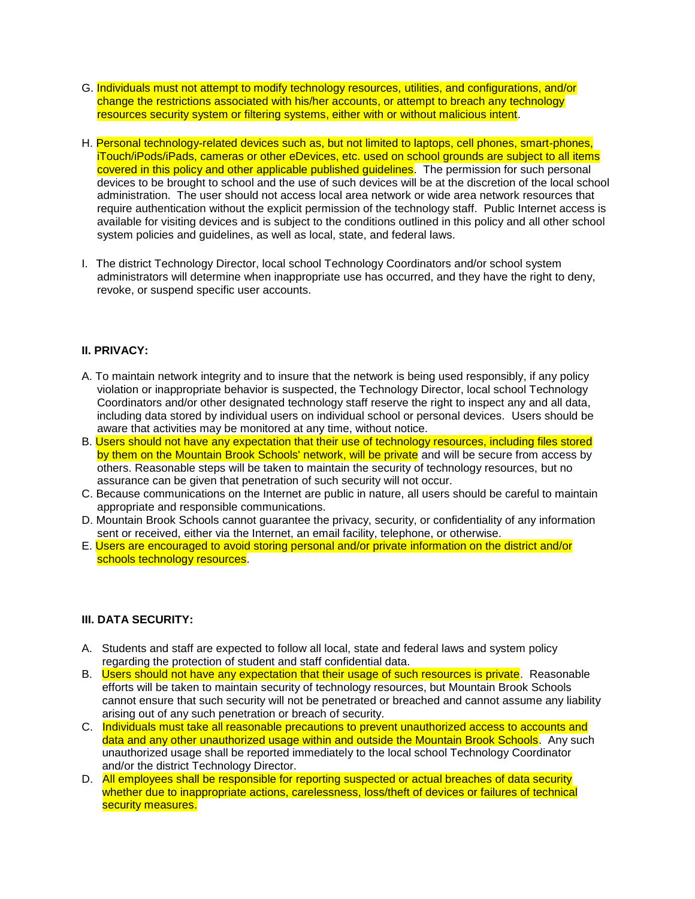G. Individuals must not attempt to modify technology resources, utilities, and configurations, and/or change the restrictions associated with his/her accounts, or attempt to breach any technology resources security system or filtering systems, either with or without malicious intent.

H. Personal technology-related devices such as, but not limited to laptops, cell phones, smart-phones, iTouch/iPods/iPads, cameras or other eDevices, etc. used on school grounds are subject to all items covered in this policy and other applicable published guidelines. The permission for such personal devices to be brought to school and the use of such devices will be at the discretion of the local school administration. The user should not access local area network or wide area network resources that require authentication without the explicit permission of the technology staff. Public Internet access is available for visiting devices and is subject to the conditions outlined in this policy and all other school system policies and guidelines, as well as local, state, and federal laws.

I. The district Technology Director, local school Technology Coordinators and/or school system administrators will determine when inappropriate use has occurred, and they have the right to deny, revoke, or suspend specific user accounts.

**II. PRIVACY:**

A. To maintain network integrity and to insure that the network is being used responsibly, if any policy violation or inappropriate behavior is suspected, the Technology Director, local school Technology Coordinators and/or other designated technology staff reserve the right to inspect any and all data, including data stored by individual users on individual school or personal devices. Users should be aware that activities may be monitored at any time, without notice.

B. Users should not have any expectation that their use of technology resources, including files stored by them on the Mountain Brook Schools' network, will be private and will be secure from access by others. Reasonable steps will be taken to maintain the security of technology resources, but no assurance can be given that penetration of such security will not occur.

C. Because communications on the Internet are public in nature, all users should be careful to maintain appropriate and responsible communications.

D. Mountain Brook Schools cannot guarantee the privacy, security, or confidentiality of any information sent or received, either via the Internet, an email facility, telephone, or otherwise.

E. Users are encouraged to avoid storing personal and/or private information on the district and/or schools technology resources.

**III. DATA SECURITY:**

A. Students and staff are expected to follow all local, state and federal laws and system policy regarding the protection of student and staff confidential data.

B. Users should not have any expectation that their usage of such resources is private. Reasonable efforts will be taken to maintain security of technology resources, but Mountain Brook Schools cannot ensure that such security will not be penetrated or breached and cannot assume any liability arising out of any such penetration or breach of security.

C. Individuals must take all reasonable precautions to prevent unauthorized access to accounts and data and any other unauthorized usage within and outside the Mountain Brook Schools. Any such unauthorized usage shall be reported immediately to the local school Technology Coordinator and/or the district Technology Director.

D. All employees shall be responsible for reporting suspected or actual breaches of data security whether due to inappropriate actions, carelessness, loss/theft of devices or failures of technical security measures.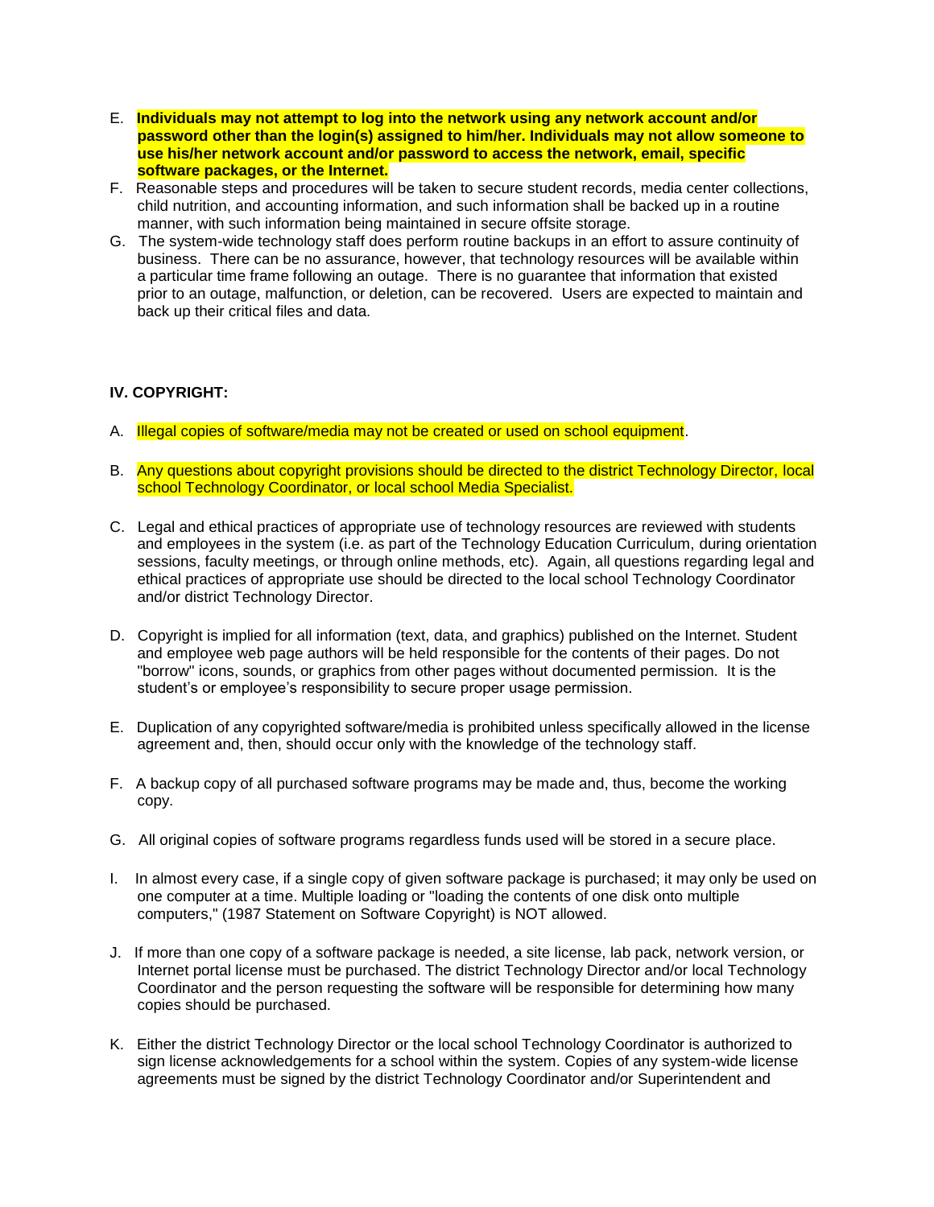E. **Individuals may not attempt to log into the network using any network account and/or password other than the login(s) assigned to him/her. Individuals may not allow someone to use his/her network account and/or password to access the network, email, specific software packages, or the Internet.**

F. Reasonable steps and procedures will be taken to secure student records, media center collections, child nutrition, and accounting information, and such information shall be backed up in a routine manner, with such information being maintained in secure offsite storage.

G. The system-wide technology staff does perform routine backups in an effort to assure continuity of business. There can be no assurance, however, that technology resources will be available within a particular time frame following an outage. There is no guarantee that information that existed prior to an outage, malfunction, or deletion, can be recovered. Users are expected to maintain and back up their critical files and data.

**IV. COPYRIGHT:**

A. Illegal copies of software/media may not be created or used on school equipment.

B. Any questions about copyright provisions should be directed to the district Technology Director, local school Technology Coordinator, or local school Media Specialist.

C. Legal and ethical practices of appropriate use of technology resources are reviewed with students and employees in the system (i.e. as part of the Technology Education Curriculum, during orientation sessions, faculty meetings, or through online methods, etc). Again, all questions regarding legal and ethical practices of appropriate use should be directed to the local school Technology Coordinator and/or district Technology Director.

D. Copyright is implied for all information (text, data, and graphics) published on the Internet. Student and employee web page authors will be held responsible for the contents of their pages. Do not "borrow" icons, sounds, or graphics from other pages without documented permission. It is the student's or employee's responsibility to secure proper usage permission.

E. Duplication of any copyrighted software/media is prohibited unless specifically allowed in the license agreement and, then, should occur only with the knowledge of the technology staff.

F. A backup copy of all purchased software programs may be made and, thus, become the working copy.

G. All original copies of software programs regardless funds used will be stored in a secure place.

I. In almost every case, if a single copy of given software package is purchased; it may only be used on one computer at a time. Multiple loading or "loading the contents of one disk onto multiple computers," (1987 Statement on Software Copyright) is NOT allowed.

J. If more than one copy of a software package is needed, a site license, lab pack, network version, or Internet portal license must be purchased. The district Technology Director and/or local Technology Coordinator and the person requesting the software will be responsible for determining how many copies should be purchased.

K. Either the district Technology Director or the local school Technology Coordinator is authorized to sign license acknowledgements for a school within the system. Copies of any system-wide license agreements must be signed by the district Technology Coordinator and/or Superintendent and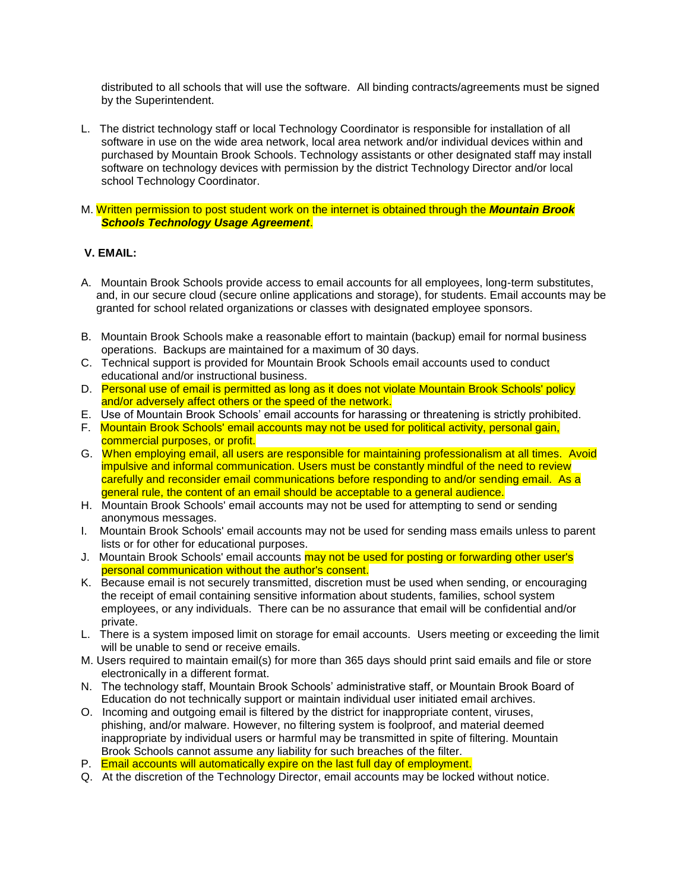distributed to all schools that will use the software. All binding contracts/agreements must be signed by the Superintendent.

L. The district technology staff or local Technology Coordinator is responsible for installation of all software in use on the wide area network, local area network and/or individual devices within and purchased by Mountain Brook Schools. Technology assistants or other designated staff may install software on technology devices with permission by the district Technology Director and/or local school Technology Coordinator.

M. Written permission to post student work on the internet is obtained through the ***Mountain Brook Schools Technology Usage Agreement***.

**V. EMAIL:**

A. Mountain Brook Schools provide access to email accounts for all employees, long-term substitutes, and, in our secure cloud (secure online applications and storage), for students. Email accounts may be granted for school related organizations or classes with designated employee sponsors.

B. Mountain Brook Schools make a reasonable effort to maintain (backup) email for normal business operations. Backups are maintained for a maximum of 30 days.

C. Technical support is provided for Mountain Brook Schools email accounts used to conduct educational and/or instructional business.

D. Personal use of email is permitted as long as it does not violate Mountain Brook Schools' policy and/or adversely affect others or the speed of the network.

E. Use of Mountain Brook Schools' email accounts for harassing or threatening is strictly prohibited.

F. Mountain Brook Schools' email accounts may not be used for political activity, personal gain, commercial purposes, or profit.

G. When employing email, all users are responsible for maintaining professionalism at all times. Avoid impulsive and informal communication. Users must be constantly mindful of the need to review carefully and reconsider email communications before responding to and/or sending email. As a general rule, the content of an email should be acceptable to a general audience.

H. Mountain Brook Schools' email accounts may not be used for attempting to send or sending anonymous messages.

I. Mountain Brook Schools' email accounts may not be used for sending mass emails unless to parent lists or for other for educational purposes.

J. Mountain Brook Schools' email accounts may not be used for posting or forwarding other user's personal communication without the author's consent.

K. Because email is not securely transmitted, discretion must be used when sending, or encouraging the receipt of email containing sensitive information about students, families, school system employees, or any individuals. There can be no assurance that email will be confidential and/or private.

L. There is a system imposed limit on storage for email accounts. Users meeting or exceeding the limit will be unable to send or receive emails.

M. Users required to maintain email(s) for more than 365 days should print said emails and file or store electronically in a different format.

N. The technology staff, Mountain Brook Schools' administrative staff, or Mountain Brook Board of Education do not technically support or maintain individual user initiated email archives.

O. Incoming and outgoing email is filtered by the district for inappropriate content, viruses, phishing, and/or malware. However, no filtering system is foolproof, and material deemed inappropriate by individual users or harmful may be transmitted in spite of filtering. Mountain Brook Schools cannot assume any liability for such breaches of the filter.

P. Email accounts will automatically expire on the last full day of employment.

Q. At the discretion of the Technology Director, email accounts may be locked without notice.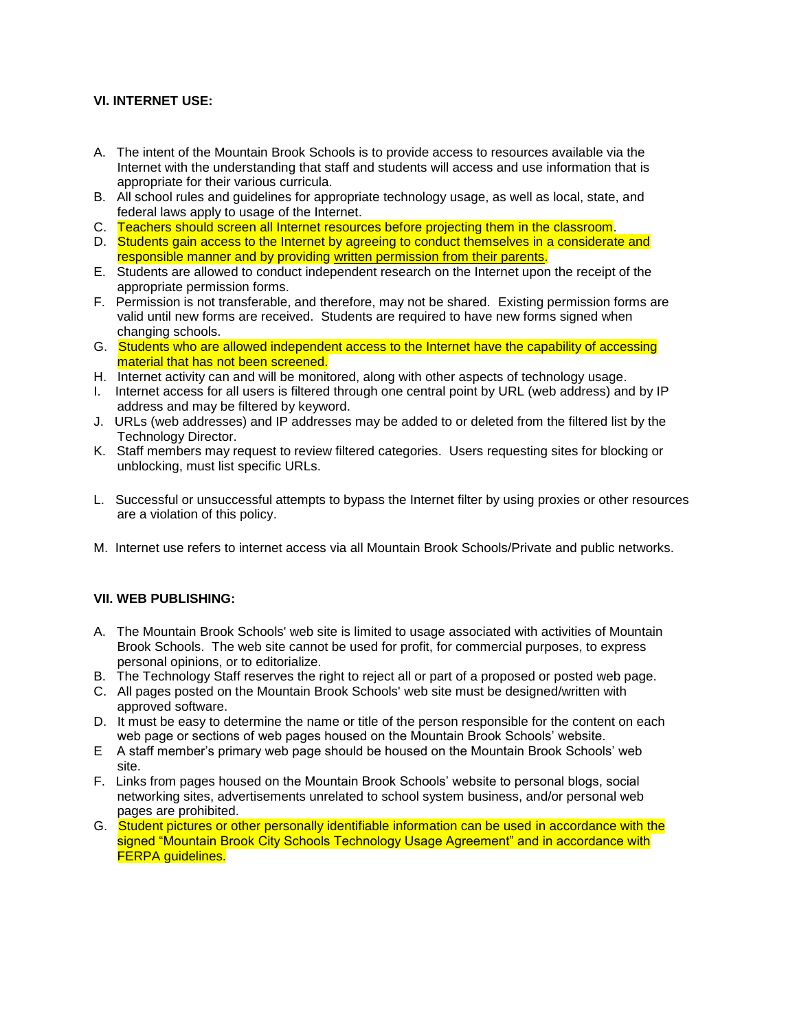### VI. INTERNET USE:

A. The intent of the Mountain Brook Schools is to provide access to resources available via the Internet with the understanding that staff and students will access and use information that is appropriate for their various curricula.
B. All school rules and guidelines for appropriate technology usage, as well as local, state, and federal laws apply to usage of the Internet.
C. Teachers should screen all Internet resources before projecting them in the classroom.
D. Students gain access to the Internet by agreeing to conduct themselves in a considerate and responsible manner and by providing written permission from their parents.
E. Students are allowed to conduct independent research on the Internet upon the receipt of the appropriate permission forms.
F. Permission is not transferable, and therefore, may not be shared. Existing permission forms are valid until new forms are received. Students are required to have new forms signed when changing schools.
G. Students who are allowed independent access to the Internet have the capability of accessing material that has not been screened.
H. Internet activity can and will be monitored, along with other aspects of technology usage.
I. Internet access for all users is filtered through one central point by URL (web address) and by IP address and may be filtered by keyword.
J. URLs (web addresses) and IP addresses may be added to or deleted from the filtered list by the Technology Director.
K. Staff members may request to review filtered categories. Users requesting sites for blocking or unblocking, must list specific URLs.
L. Successful or unsuccessful attempts to bypass the Internet filter by using proxies or other resources are a violation of this policy.
M. Internet use refers to internet access via all Mountain Brook Schools/Private and public networks.

### VII. WEB PUBLISHING:

A. The Mountain Brook Schools' web site is limited to usage associated with activities of Mountain Brook Schools. The web site cannot be used for profit, for commercial purposes, to express personal opinions, or to editorialize.
B. The Technology Staff reserves the right to reject all or part of a proposed or posted web page.
C. All pages posted on the Mountain Brook Schools' web site must be designed/written with approved software.
D. It must be easy to determine the name or title of the person responsible for the content on each web page or sections of web pages housed on the Mountain Brook Schools' website.
E. A staff member's primary web page should be housed on the Mountain Brook Schools' web site.
F. Links from pages housed on the Mountain Brook Schools' website to personal blogs, social networking sites, advertisements unrelated to school system business, and/or personal web pages are prohibited.
G. Student pictures or other personally identifiable information can be used in accordance with the signed "Mountain Brook City Schools Technology Usage Agreement" and in accordance with FERPA guidelines.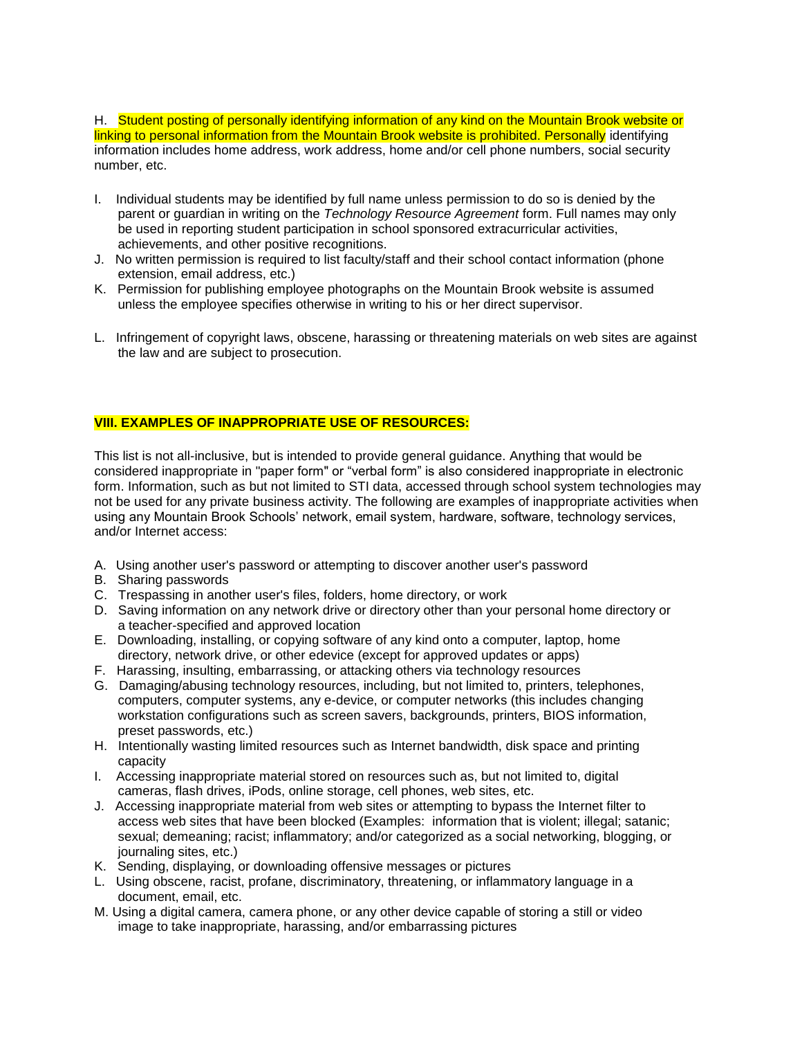H. Student posting of personally identifying information of any kind on the Mountain Brook website or linking to personal information from the Mountain Brook website is prohibited. Personally identifying information includes home address, work address, home and/or cell phone numbers, social security number, etc.

I. Individual students may be identified by full name unless permission to do so is denied by the parent or guardian in writing on the *Technology Resource Agreement* form. Full names may only be used in reporting student participation in school sponsored extracurricular activities, achievements, and other positive recognitions.

J. No written permission is required to list faculty/staff and their school contact information (phone extension, email address, etc.)

K. Permission for publishing employee photographs on the Mountain Brook website is assumed unless the employee specifies otherwise in writing to his or her direct supervisor.

L. Infringement of copyright laws, obscene, harassing or threatening materials on web sites are against the law and are subject to prosecution.

## VIII. EXAMPLES OF INAPPROPRIATE USE OF RESOURCES:

This list is not all-inclusive, but is intended to provide general guidance. Anything that would be considered inappropriate in "paper form" or "verbal form" is also considered inappropriate in electronic form. Information, such as but not limited to STI data, accessed through school system technologies may not be used for any private business activity. The following are examples of inappropriate activities when using any Mountain Brook Schools' network, email system, hardware, software, technology services, and/or Internet access:

A. Using another user's password or attempting to discover another user's password
B. Sharing passwords
C. Trespassing in another user's files, folders, home directory, or work
D. Saving information on any network drive or directory other than your personal home directory or a teacher-specified and approved location
E. Downloading, installing, or copying software of any kind onto a computer, laptop, home directory, network drive, or other edevice (except for approved updates or apps)
F. Harassing, insulting, embarrassing, or attacking others via technology resources
G. Damaging/abusing technology resources, including, but not limited to, printers, telephones, computers, computer systems, any e-device, or computer networks (this includes changing workstation configurations such as screen savers, backgrounds, printers, BIOS information, preset passwords, etc.)
H. Intentionally wasting limited resources such as Internet bandwidth, disk space and printing capacity
I. Accessing inappropriate material stored on resources such as, but not limited to, digital cameras, flash drives, iPods, online storage, cell phones, web sites, etc.
J. Accessing inappropriate material from web sites or attempting to bypass the Internet filter to access web sites that have been blocked (Examples: information that is violent; illegal; satanic; sexual; demeaning; racist; inflammatory; and/or categorized as a social networking, blogging, or journaling sites, etc.)
K. Sending, displaying, or downloading offensive messages or pictures
L. Using obscene, racist, profane, discriminatory, threatening, or inflammatory language in a document, email, etc.
M. Using a digital camera, camera phone, or any other device capable of storing a still or video image to take inappropriate, harassing, and/or embarrassing pictures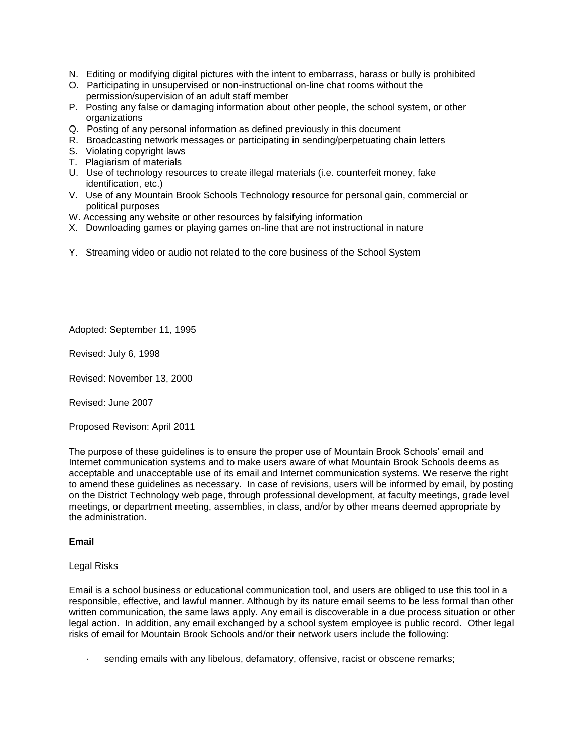N. Editing or modifying digital pictures with the intent to embarrass, harass or bully is prohibited
O. Participating in unsupervised or non-instructional on-line chat rooms without the permission/supervision of an adult staff member
P. Posting any false or damaging information about other people, the school system, or other organizations
Q. Posting of any personal information as defined previously in this document
R. Broadcasting network messages or participating in sending/perpetuating chain letters
S. Violating copyright laws
T. Plagiarism of materials
U. Use of technology resources to create illegal materials (i.e. counterfeit money, fake identification, etc.)
V. Use of any Mountain Brook Schools Technology resource for personal gain, commercial or political purposes
W. Accessing any website or other resources by falsifying information
X. Downloading games or playing games on-line that are not instructional in nature

Y. Streaming video or audio not related to the core business of the School System

Adopted: September 11, 1995

Revised: July 6, 1998

Revised: November 13, 2000

Revised: June 2007

Proposed Revison: April 2011

The purpose of these guidelines is to ensure the proper use of Mountain Brook Schools' email and Internet communication systems and to make users aware of what Mountain Brook Schools deems as acceptable and unacceptable use of its email and Internet communication systems. We reserve the right to amend these guidelines as necessary. In case of revisions, users will be informed by email, by posting on the District Technology web page, through professional development, at faculty meetings, grade level meetings, or department meeting, assemblies, in class, and/or by other means deemed appropriate by the administration.

**Email**

Legal Risks

Email is a school business or educational communication tool, and users are obliged to use this tool in a responsible, effective, and lawful manner. Although by its nature email seems to be less formal than other written communication, the same laws apply. Any email is discoverable in a due process situation or other legal action. In addition, any email exchanged by a school system employee is public record. Other legal risks of email for Mountain Brook Schools and/or their network users include the following:

- sending emails with any libelous, defamatory, offensive, racist or obscene remarks;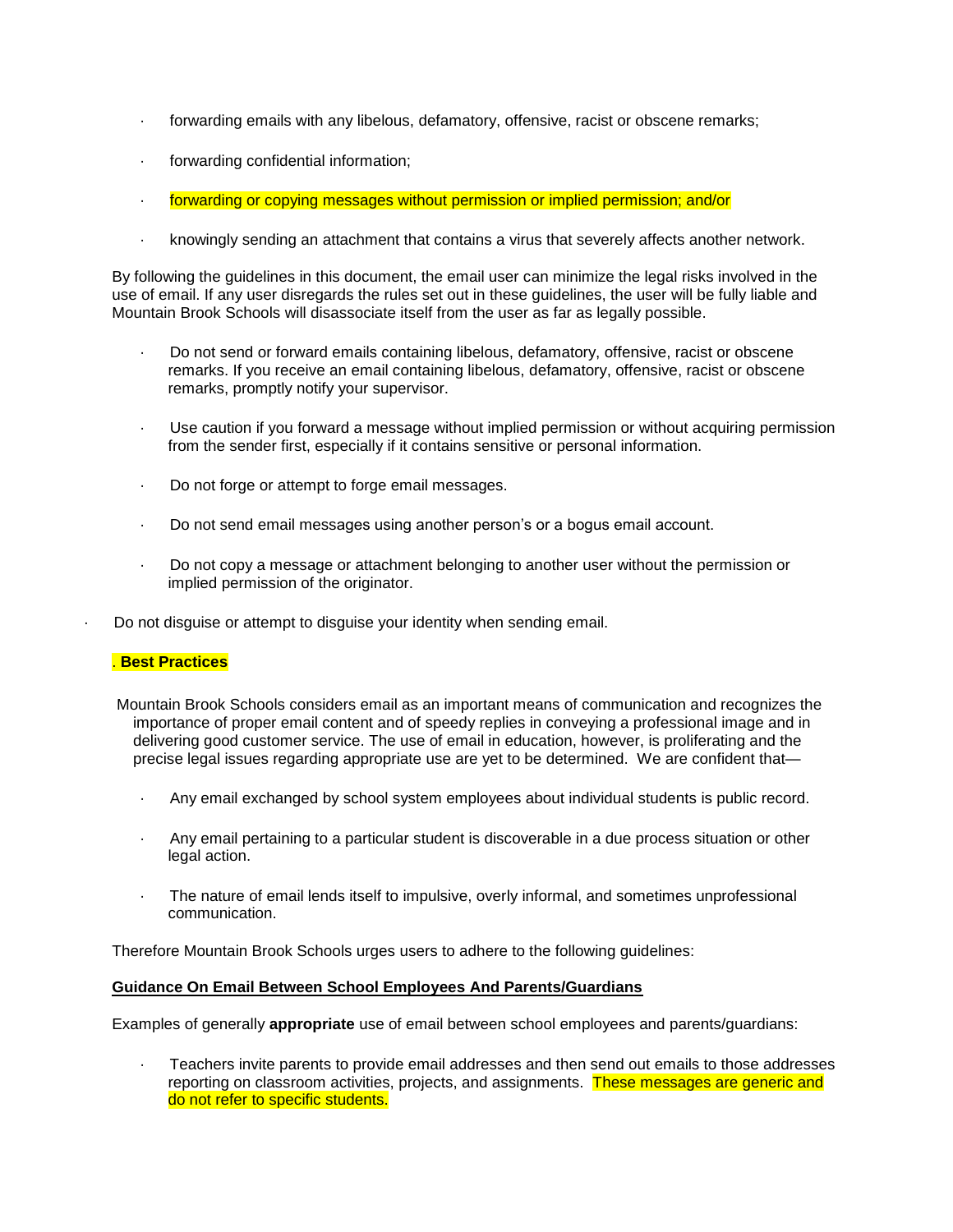- forwarding emails with any libelous, defamatory, offensive, racist or obscene remarks;
- forwarding confidential information;
- forwarding or copying messages without permission or implied permission; and/or
- knowingly sending an attachment that contains a virus that severely affects another network.

By following the guidelines in this document, the email user can minimize the legal risks involved in the use of email. If any user disregards the rules set out in these guidelines, the user will be fully liable and Mountain Brook Schools will disassociate itself from the user as far as legally possible.

- Do not send or forward emails containing libelous, defamatory, offensive, racist or obscene remarks. If you receive an email containing libelous, defamatory, offensive, racist or obscene remarks, promptly notify your supervisor.
- Use caution if you forward a message without implied permission or without acquiring permission from the sender first, especially if it contains sensitive or personal information.
- Do not forge or attempt to forge email messages.
- Do not send email messages using another person's or a bogus email account.
- Do not copy a message or attachment belonging to another user without the permission or implied permission of the originator.
- Do not disguise or attempt to disguise your identity when sending email.

**. Best Practices**

Mountain Brook Schools considers email as an important means of communication and recognizes the importance of proper email content and of speedy replies in conveying a professional image and in delivering good customer service. The use of email in education, however, is proliferating and the precise legal issues regarding appropriate use are yet to be determined. We are confident that—

- Any email exchanged by school system employees about individual students is public record.
- Any email pertaining to a particular student is discoverable in a due process situation or other legal action.
- The nature of email lends itself to impulsive, overly informal, and sometimes unprofessional communication.

Therefore Mountain Brook Schools urges users to adhere to the following guidelines:

**Guidance On Email Between School Employees And Parents/Guardians**

Examples of generally **appropriate** use of email between school employees and parents/guardians:

- Teachers invite parents to provide email addresses and then send out emails to those addresses reporting on classroom activities, projects, and assignments. These messages are generic and do not refer to specific students.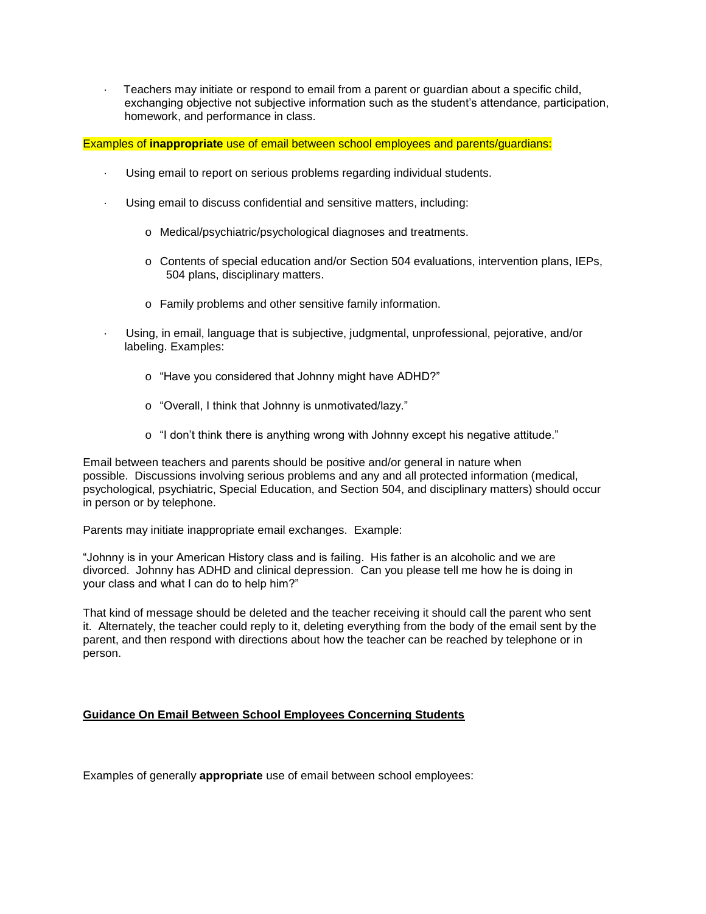- Teachers may initiate or respond to email from a parent or guardian about a specific child, exchanging objective not subjective information such as the student's attendance, participation, homework, and performance in class.

Examples of **inappropriate** use of email between school employees and parents/guardians:

- Using email to report on serious problems regarding individual students.
- Using email to discuss confidential and sensitive matters, including:
  - Medical/psychiatric/psychological diagnoses and treatments.
  - Contents of special education and/or Section 504 evaluations, intervention plans, IEPs, 504 plans, disciplinary matters.
  - Family problems and other sensitive family information.
- Using, in email, language that is subjective, judgmental, unprofessional, pejorative, and/or labeling. Examples:
  - "Have you considered that Johnny might have ADHD?"
  - "Overall, I think that Johnny is unmotivated/lazy."
  - "I don't think there is anything wrong with Johnny except his negative attitude."

Email between teachers and parents should be positive and/or general in nature when possible. Discussions involving serious problems and any and all protected information (medical, psychological, psychiatric, Special Education, and Section 504, and disciplinary matters) should occur in person or by telephone.

Parents may initiate inappropriate email exchanges. Example:

"Johnny is in your American History class and is failing. His father is an alcoholic and we are divorced. Johnny has ADHD and clinical depression. Can you please tell me how he is doing in your class and what I can do to help him?"

That kind of message should be deleted and the teacher receiving it should call the parent who sent it. Alternately, the teacher could reply to it, deleting everything from the body of the email sent by the parent, and then respond with directions about how the teacher can be reached by telephone or in person.

## Guidance On Email Between School Employees Concerning Students

Examples of generally **appropriate** use of email between school employees: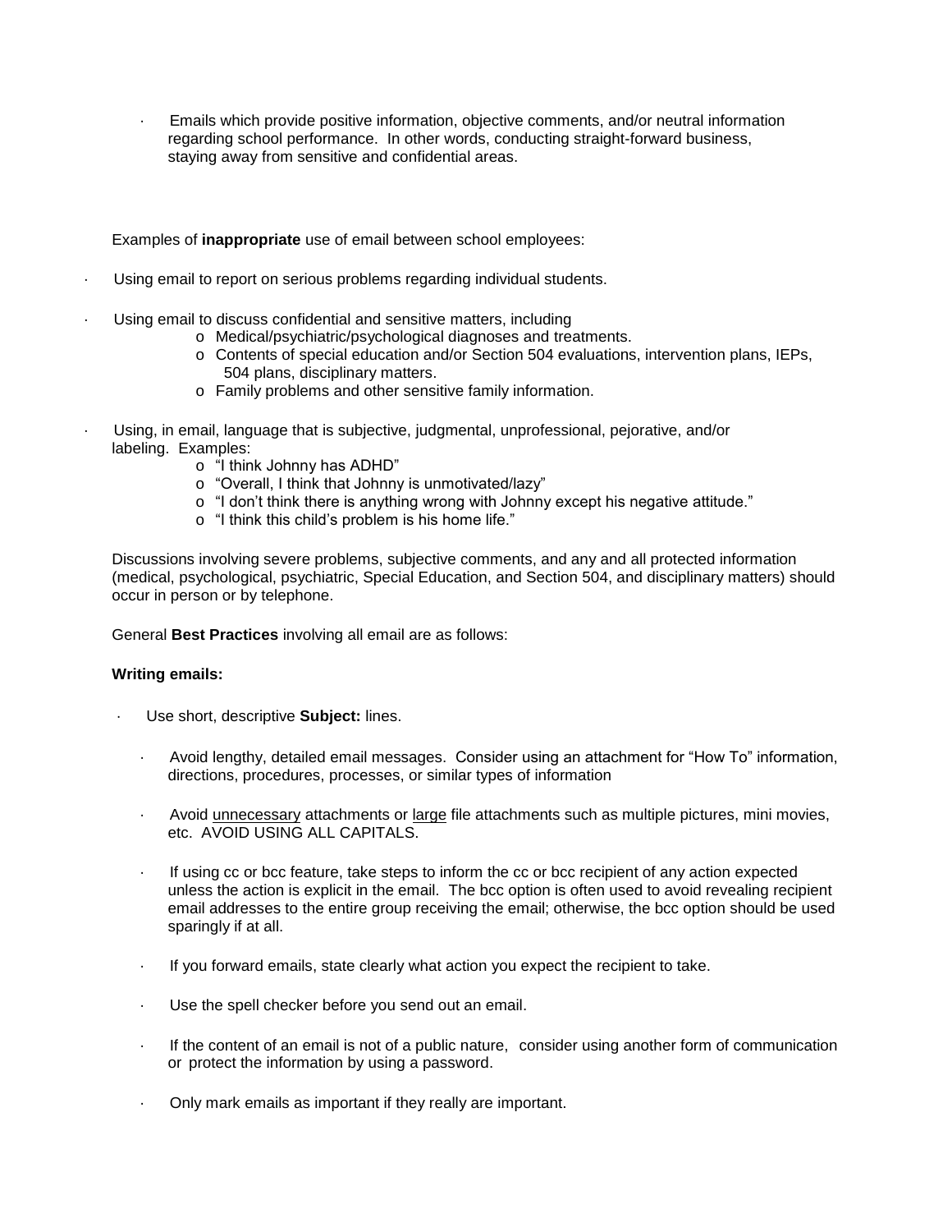- Emails which provide positive information, objective comments, and/or neutral information regarding school performance. In other words, conducting straight-forward business, staying away from sensitive and confidential areas.

Examples of **inappropriate** use of email between school employees:

- Using email to report on serious problems regarding individual students.
- Using email to discuss confidential and sensitive matters, including
  - Medical/psychiatric/psychological diagnoses and treatments.
  - Contents of special education and/or Section 504 evaluations, intervention plans, IEPs, 504 plans, disciplinary matters.
  - Family problems and other sensitive family information.
- Using, in email, language that is subjective, judgmental, unprofessional, pejorative, and/or labeling. Examples:
  - "I think Johnny has ADHD"
  - "Overall, I think that Johnny is unmotivated/lazy"
  - "I don't think there is anything wrong with Johnny except his negative attitude."
  - "I think this child's problem is his home life."

Discussions involving severe problems, subjective comments, and any and all protected information (medical, psychological, psychiatric, Special Education, and Section 504, and disciplinary matters) should occur in person or by telephone.

General **Best Practices** involving all email are as follows:

**Writing emails:**

- Use short, descriptive **Subject:** lines.
- Avoid lengthy, detailed email messages. Consider using an attachment for "How To" information, directions, procedures, processes, or similar types of information
- Avoid <u>unnecessary</u> attachments or <u>large</u> file attachments such as multiple pictures, mini movies, etc. AVOID USING ALL CAPITALS.
- If using cc or bcc feature, take steps to inform the cc or bcc recipient of any action expected unless the action is explicit in the email. The bcc option is often used to avoid revealing recipient email addresses to the entire group receiving the email; otherwise, the bcc option should be used sparingly if at all.
- If you forward emails, state clearly what action you expect the recipient to take.
- Use the spell checker before you send out an email.
- If the content of an email is not of a public nature, consider using another form of communication or protect the information by using a password.
- Only mark emails as important if they really are important.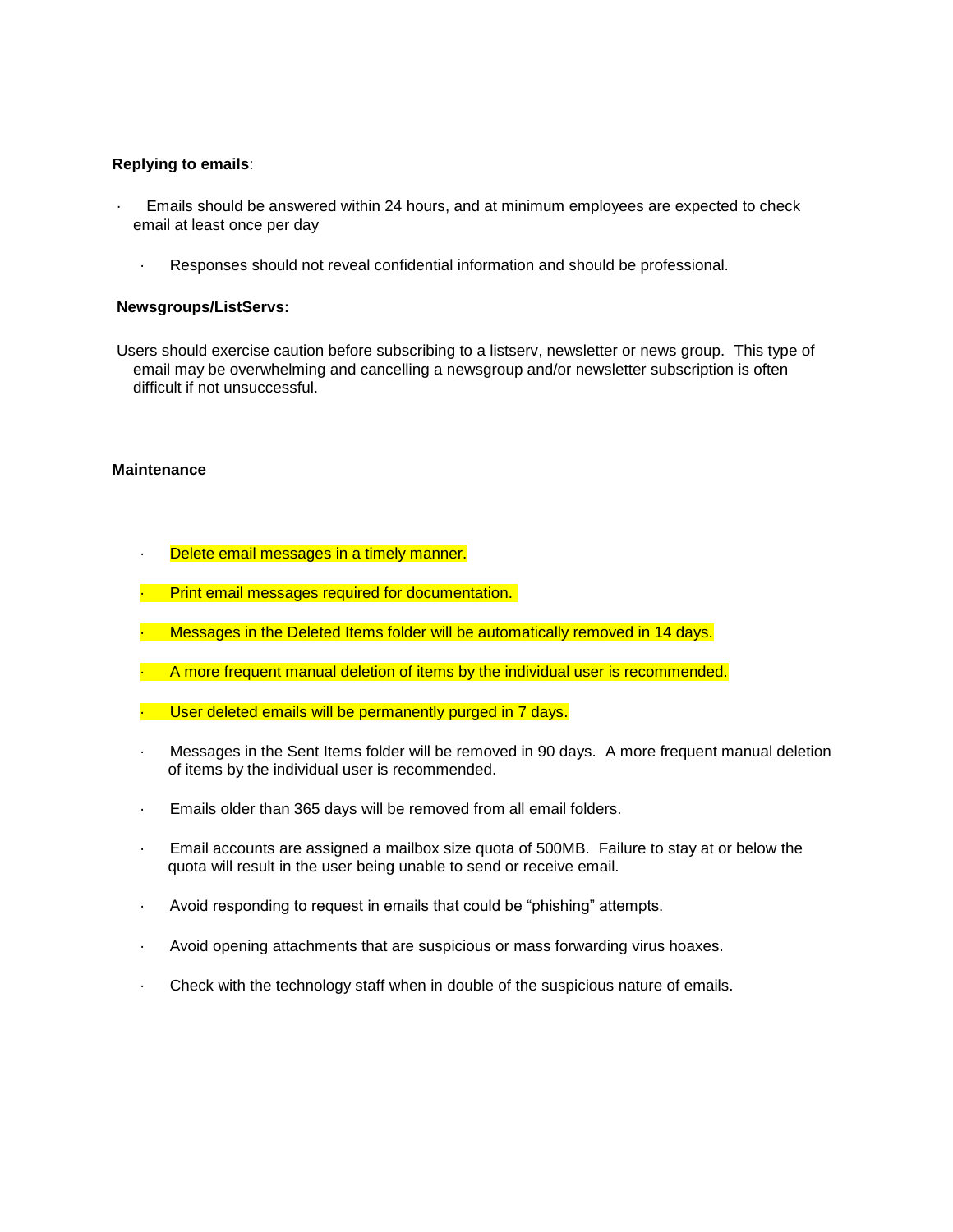**Replying to emails**:

- Emails should be answered within 24 hours, and at minimum employees are expected to check email at least once per day
    - Responses should not reveal confidential information and should be professional.

**Newsgroups/ListServs:**

Users should exercise caution before subscribing to a listserv, newsletter or news group. This type of email may be overwhelming and cancelling a newsgroup and/or newsletter subscription is often difficult if not unsuccessful.

**Maintenance**

- Delete email messages in a timely manner.
- Print email messages required for documentation.
- Messages in the Deleted Items folder will be automatically removed in 14 days.
- A more frequent manual deletion of items by the individual user is recommended.
- User deleted emails will be permanently purged in 7 days.
- Messages in the Sent Items folder will be removed in 90 days. A more frequent manual deletion of items by the individual user is recommended.
- Emails older than 365 days will be removed from all email folders.
- Email accounts are assigned a mailbox size quota of 500MB. Failure to stay at or below the quota will result in the user being unable to send or receive email.
- Avoid responding to request in emails that could be "phishing" attempts.
- Avoid opening attachments that are suspicious or mass forwarding virus hoaxes.
- Check with the technology staff when in double of the suspicious nature of emails.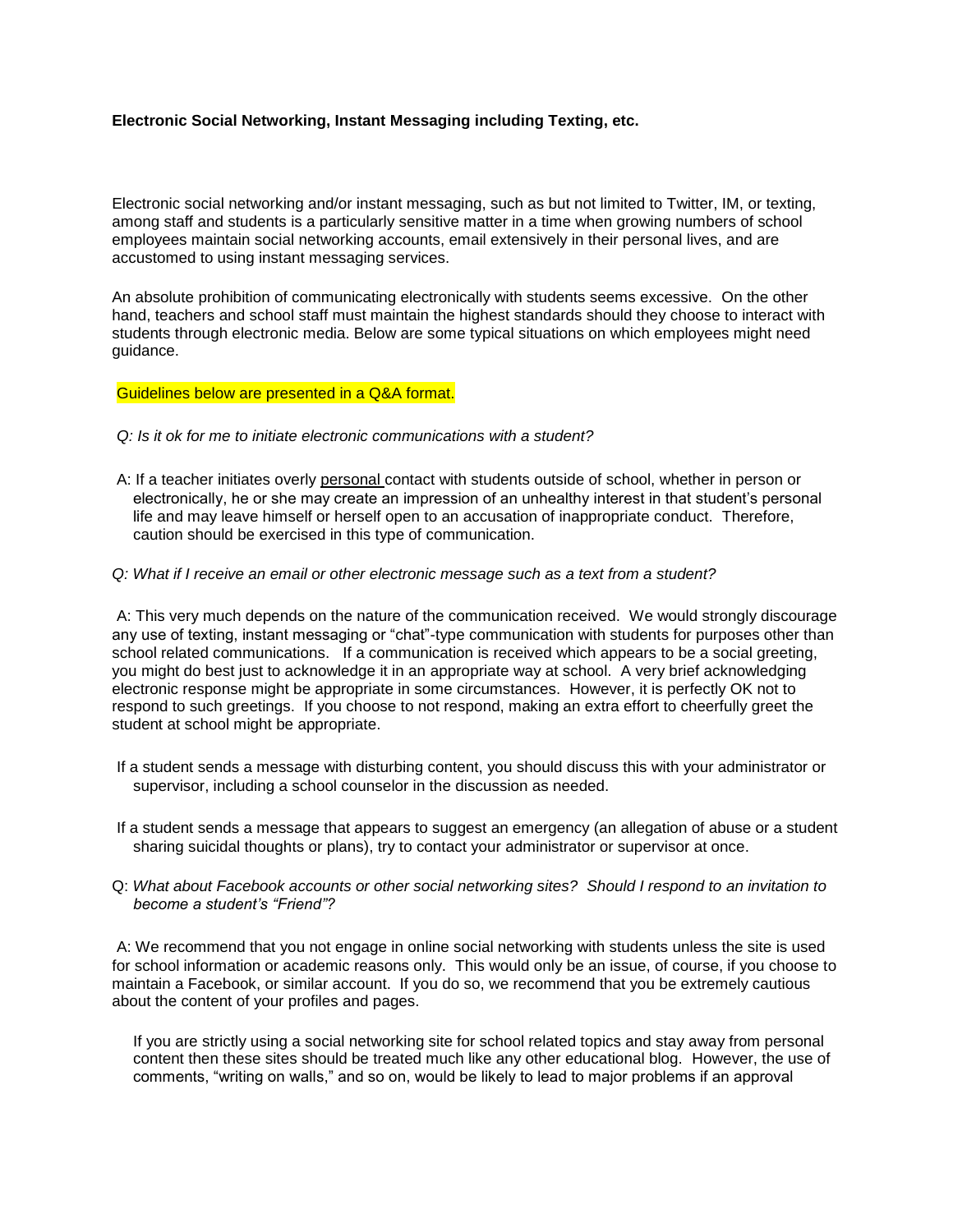**Electronic Social Networking, Instant Messaging including Texting, etc.**

Electronic social networking and/or instant messaging, such as but not limited to Twitter, IM, or texting, among staff and students is a particularly sensitive matter in a time when growing numbers of school employees maintain social networking accounts, email extensively in their personal lives, and are accustomed to using instant messaging services.

An absolute prohibition of communicating electronically with students seems excessive. On the other hand, teachers and school staff must maintain the highest standards should they choose to interact with students through electronic media. Below are some typical situations on which employees might need guidance.

Guidelines below are presented in a Q&A format.

*Q: Is it ok for me to initiate electronic communications with a student?*

A: If a teacher initiates overly <u>personal</u> contact with students outside of school, whether in person or electronically, he or she may create an impression of an unhealthy interest in that student's personal life and may leave himself or herself open to an accusation of inappropriate conduct. Therefore, caution should be exercised in this type of communication.

*Q: What if I receive an email or other electronic message such as a text from a student?*

A: This very much depends on the nature of the communication received. We would strongly discourage any use of texting, instant messaging or "chat"-type communication with students for purposes other than school related communications. If a communication is received which appears to be a social greeting, you might do best just to acknowledge it in an appropriate way at school. A very brief acknowledging electronic response might be appropriate in some circumstances. However, it is perfectly OK not to respond to such greetings. If you choose to not respond, making an extra effort to cheerfully greet the student at school might be appropriate.

If a student sends a message with disturbing content, you should discuss this with your administrator or supervisor, including a school counselor in the discussion as needed.

If a student sends a message that appears to suggest an emergency (an allegation of abuse or a student sharing suicidal thoughts or plans), try to contact your administrator or supervisor at once.

Q: *What about Facebook accounts or other social networking sites? Should I respond to an invitation to become a student's "Friend"?*

A: We recommend that you not engage in online social networking with students unless the site is used for school information or academic reasons only. This would only be an issue, of course, if you choose to maintain a Facebook, or similar account. If you do so, we recommend that you be extremely cautious about the content of your profiles and pages.

If you are strictly using a social networking site for school related topics and stay away from personal content then these sites should be treated much like any other educational blog. However, the use of comments, "writing on walls," and so on, would be likely to lead to major problems if an approval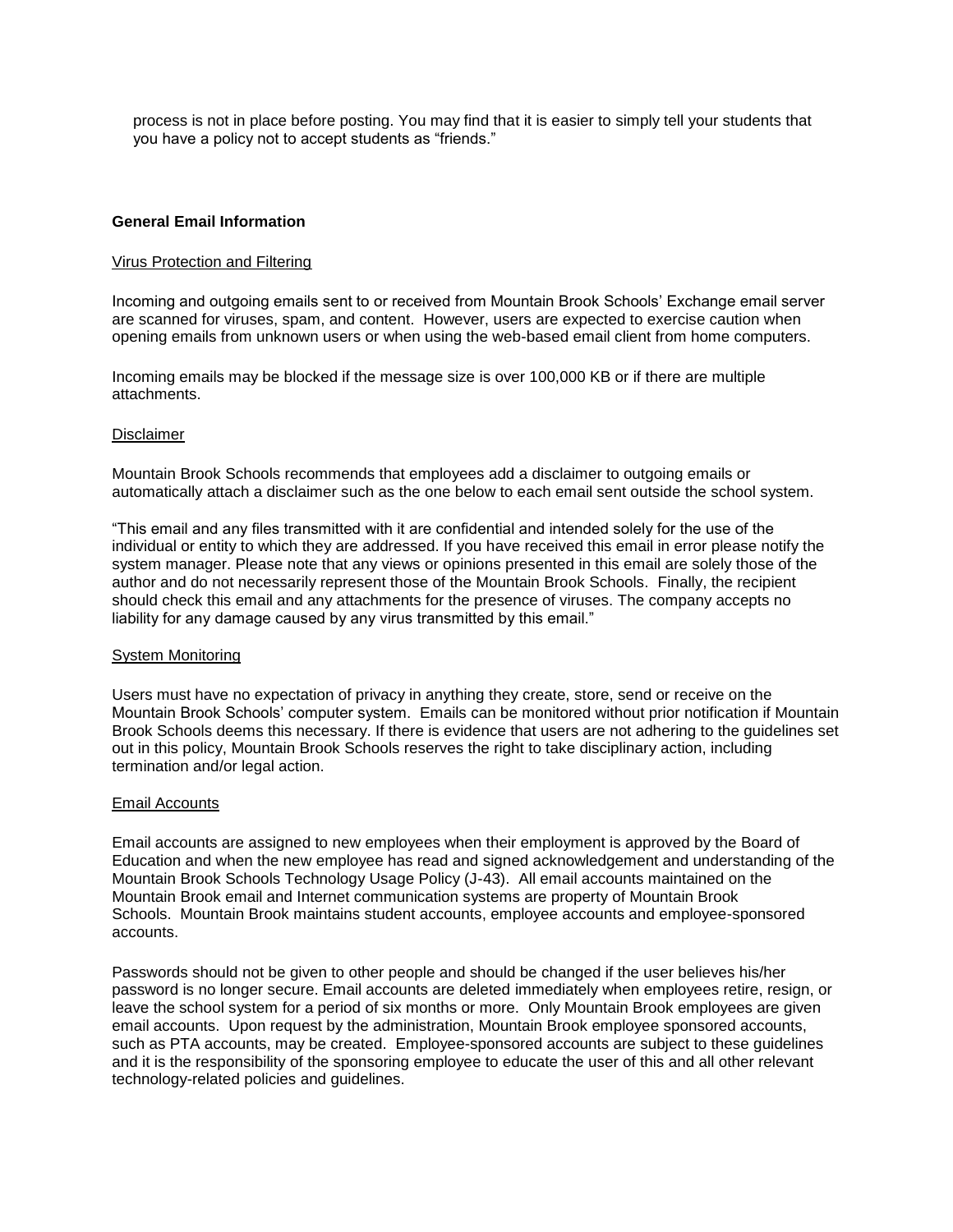process is not in place before posting. You may find that it is easier to simply tell your students that you have a policy not to accept students as "friends."

**General Email Information**

Virus Protection and Filtering

Incoming and outgoing emails sent to or received from Mountain Brook Schools' Exchange email server are scanned for viruses, spam, and content. However, users are expected to exercise caution when opening emails from unknown users or when using the web-based email client from home computers.

Incoming emails may be blocked if the message size is over 100,000 KB or if there are multiple attachments.

Disclaimer

Mountain Brook Schools recommends that employees add a disclaimer to outgoing emails or automatically attach a disclaimer such as the one below to each email sent outside the school system.

"This email and any files transmitted with it are confidential and intended solely for the use of the individual or entity to which they are addressed. If you have received this email in error please notify the system manager. Please note that any views or opinions presented in this email are solely those of the author and do not necessarily represent those of the Mountain Brook Schools. Finally, the recipient should check this email and any attachments for the presence of viruses. The company accepts no liability for any damage caused by any virus transmitted by this email."

System Monitoring

Users must have no expectation of privacy in anything they create, store, send or receive on the Mountain Brook Schools' computer system. Emails can be monitored without prior notification if Mountain Brook Schools deems this necessary. If there is evidence that users are not adhering to the guidelines set out in this policy, Mountain Brook Schools reserves the right to take disciplinary action, including termination and/or legal action.

Email Accounts

Email accounts are assigned to new employees when their employment is approved by the Board of Education and when the new employee has read and signed acknowledgement and understanding of the Mountain Brook Schools Technology Usage Policy (J-43). All email accounts maintained on the Mountain Brook email and Internet communication systems are property of Mountain Brook Schools. Mountain Brook maintains student accounts, employee accounts and employee-sponsored accounts.

Passwords should not be given to other people and should be changed if the user believes his/her password is no longer secure. Email accounts are deleted immediately when employees retire, resign, or leave the school system for a period of six months or more. Only Mountain Brook employees are given email accounts. Upon request by the administration, Mountain Brook employee sponsored accounts, such as PTA accounts, may be created. Employee-sponsored accounts are subject to these guidelines and it is the responsibility of the sponsoring employee to educate the user of this and all other relevant technology-related policies and guidelines.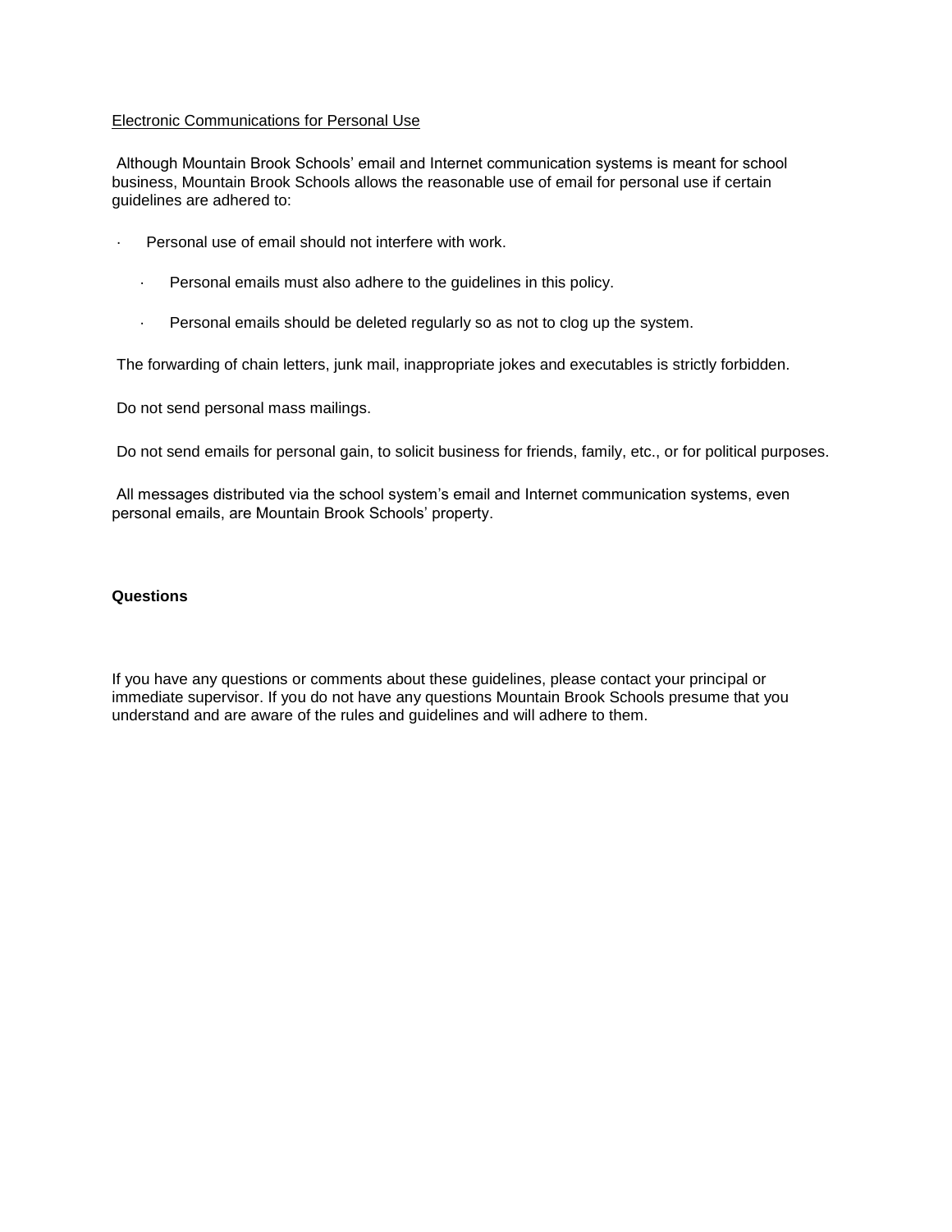Electronic Communications for Personal Use

Although Mountain Brook Schools' email and Internet communication systems is meant for school business, Mountain Brook Schools allows the reasonable use of email for personal use if certain guidelines are adhered to:

- Personal use of email should not interfere with work.
- Personal emails must also adhere to the guidelines in this policy.
- Personal emails should be deleted regularly so as not to clog up the system.

The forwarding of chain letters, junk mail, inappropriate jokes and executables is strictly forbidden.

Do not send personal mass mailings.

Do not send emails for personal gain, to solicit business for friends, family, etc., or for political purposes.

All messages distributed via the school system's email and Internet communication systems, even personal emails, are Mountain Brook Schools' property.

**Questions**

If you have any questions or comments about these guidelines, please contact your principal or immediate supervisor. If you do not have any questions Mountain Brook Schools presume that you understand and are aware of the rules and guidelines and will adhere to them.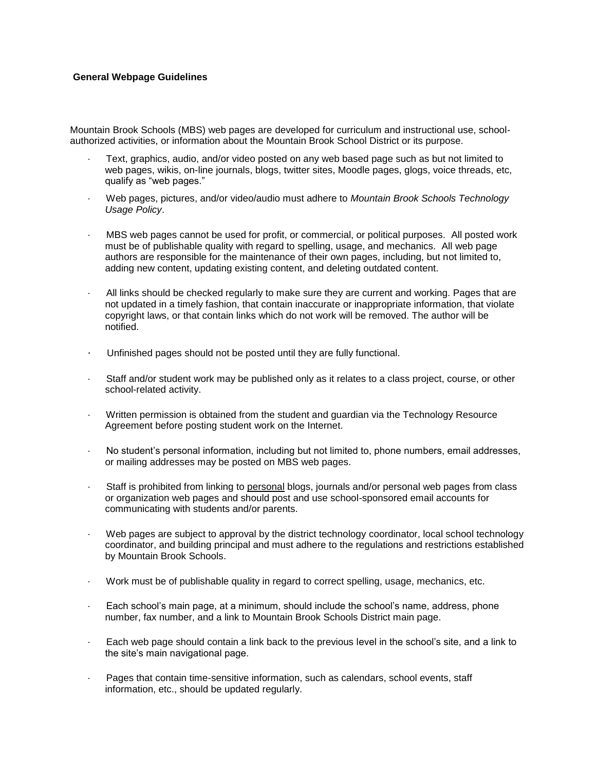**General Webpage Guidelines**

Mountain Brook Schools (MBS) web pages are developed for curriculum and instructional use, school-authorized activities, or information about the Mountain Brook School District or its purpose.

- Text, graphics, audio, and/or video posted on any web based page such as but not limited to web pages, wikis, on-line journals, blogs, twitter sites, Moodle pages, glogs, voice threads, etc, qualify as "web pages."
- Web pages, pictures, and/or video/audio must adhere to *Mountain Brook Schools Technology Usage Policy*.
- MBS web pages cannot be used for profit, or commercial, or political purposes. All posted work must be of publishable quality with regard to spelling, usage, and mechanics. All web page authors are responsible for the maintenance of their own pages, including, but not limited to, adding new content, updating existing content, and deleting outdated content.
- All links should be checked regularly to make sure they are current and working. Pages that are not updated in a timely fashion, that contain inaccurate or inappropriate information, that violate copyright laws, or that contain links which do not work will be removed. The author will be notified.
- Unfinished pages should not be posted until they are fully functional.
- Staff and/or student work may be published only as it relates to a class project, course, or other school-related activity.
- Written permission is obtained from the student and guardian via the Technology Resource Agreement before posting student work on the Internet.
- No student's personal information, including but not limited to, phone numbers, email addresses, or mailing addresses may be posted on MBS web pages.
- Staff is prohibited from linking to <u>personal</u> blogs, journals and/or personal web pages from class or organization web pages and should post and use school-sponsored email accounts for communicating with students and/or parents.
- Web pages are subject to approval by the district technology coordinator, local school technology coordinator, and building principal and must adhere to the regulations and restrictions established by Mountain Brook Schools.
- Work must be of publishable quality in regard to correct spelling, usage, mechanics, etc.
- Each school's main page, at a minimum, should include the school's name, address, phone number, fax number, and a link to Mountain Brook Schools District main page.
- Each web page should contain a link back to the previous level in the school's site, and a link to the site's main navigational page.
- Pages that contain time-sensitive information, such as calendars, school events, staff information, etc., should be updated regularly.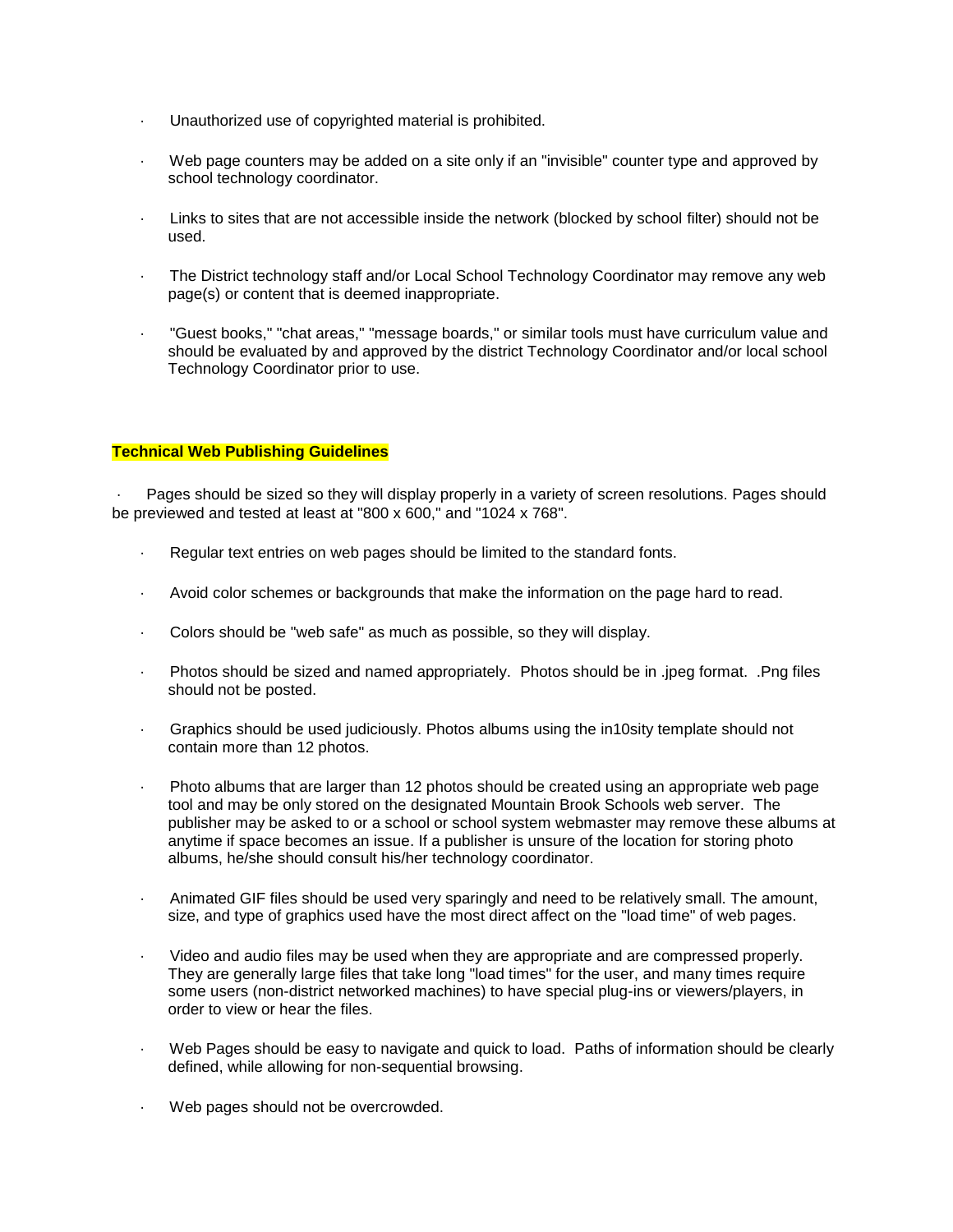- Unauthorized use of copyrighted material is prohibited.

- Web page counters may be added on a site only if an "invisible" counter type and approved by school technology coordinator.

- Links to sites that are not accessible inside the network (blocked by school filter) should not be used.

- The District technology staff and/or Local School Technology Coordinator may remove any web page(s) or content that is deemed inappropriate.

- "Guest books," "chat areas," "message boards," or similar tools must have curriculum value and should be evaluated by and approved by the district Technology Coordinator and/or local school Technology Coordinator prior to use.

**Technical Web Publishing Guidelines**

- Pages should be sized so they will display properly in a variety of screen resolutions. Pages should be previewed and tested at least at "800 x 600," and "1024 x 768".

- Regular text entries on web pages should be limited to the standard fonts.

- Avoid color schemes or backgrounds that make the information on the page hard to read.

- Colors should be "web safe" as much as possible, so they will display.

- Photos should be sized and named appropriately. Photos should be in .jpeg format. .Png files should not be posted.

- Graphics should be used judiciously. Photos albums using the in10sity template should not contain more than 12 photos.

- Photo albums that are larger than 12 photos should be created using an appropriate web page tool and may be only stored on the designated Mountain Brook Schools web server. The publisher may be asked to or a school or school system webmaster may remove these albums at anytime if space becomes an issue. If a publisher is unsure of the location for storing photo albums, he/she should consult his/her technology coordinator.

- Animated GIF files should be used very sparingly and need to be relatively small. The amount, size, and type of graphics used have the most direct affect on the "load time" of web pages.

- Video and audio files may be used when they are appropriate and are compressed properly. They are generally large files that take long "load times" for the user, and many times require some users (non-district networked machines) to have special plug-ins or viewers/players, in order to view or hear the files.

- Web Pages should be easy to navigate and quick to load. Paths of information should be clearly defined, while allowing for non-sequential browsing.

- Web pages should not be overcrowded.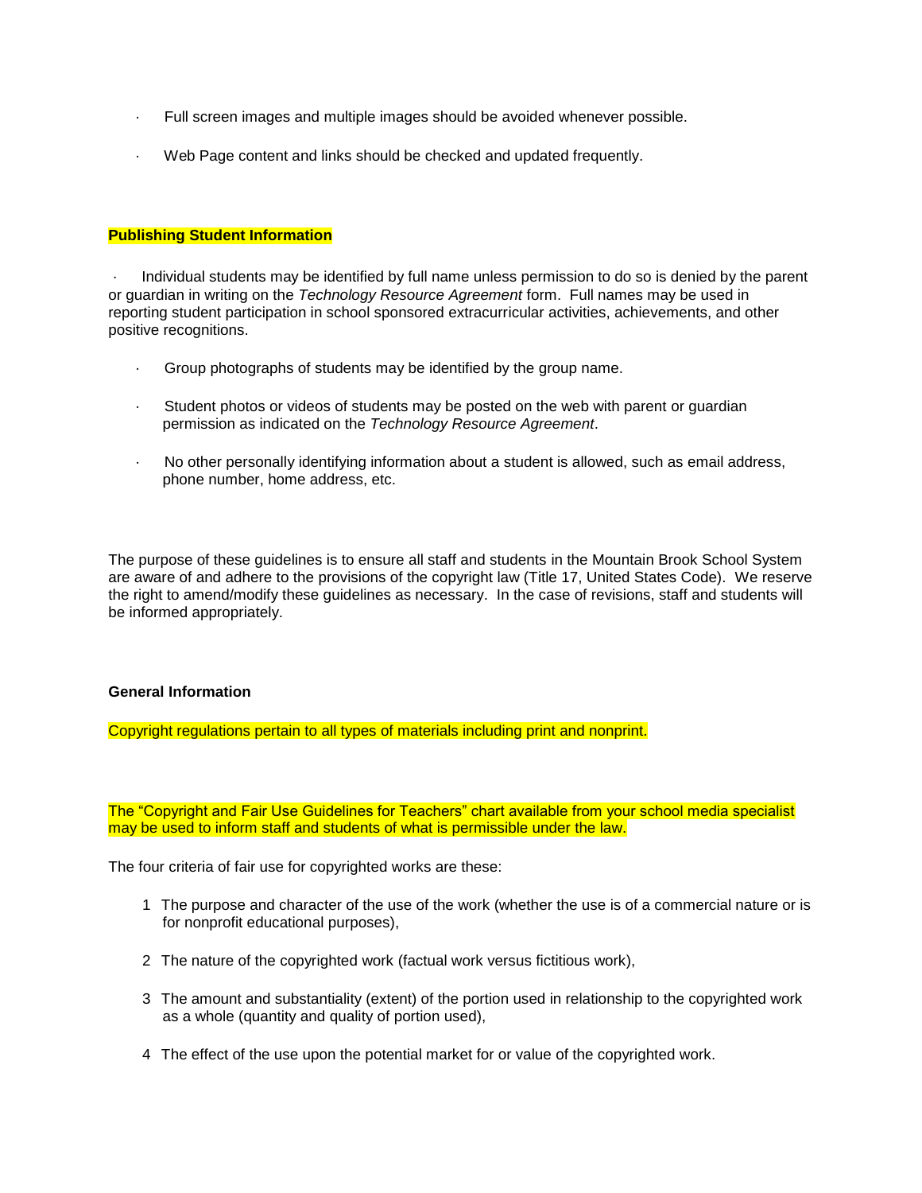- Full screen images and multiple images should be avoided whenever possible.
- Web Page content and links should be checked and updated frequently.

**Publishing Student Information**

- Individual students may be identified by full name unless permission to do so is denied by the parent or guardian in writing on the *Technology Resource Agreement* form. Full names may be used in reporting student participation in school sponsored extracurricular activities, achievements, and other positive recognitions.
- Group photographs of students may be identified by the group name.
- Student photos or videos of students may be posted on the web with parent or guardian permission as indicated on the *Technology Resource Agreement*.
- No other personally identifying information about a student is allowed, such as email address, phone number, home address, etc.

The purpose of these guidelines is to ensure all staff and students in the Mountain Brook School System are aware of and adhere to the provisions of the copyright law (Title 17, United States Code). We reserve the right to amend/modify these guidelines as necessary. In the case of revisions, staff and students will be informed appropriately.

**General Information**

Copyright regulations pertain to all types of materials including print and nonprint.

The "Copyright and Fair Use Guidelines for Teachers" chart available from your school media specialist may be used to inform staff and students of what is permissible under the law.

The four criteria of fair use for copyrighted works are these:

1. The purpose and character of the use of the work (whether the use is of a commercial nature or is for nonprofit educational purposes),
2. The nature of the copyrighted work (factual work versus fictitious work),
3. The amount and substantiality (extent) of the portion used in relationship to the copyrighted work as a whole (quantity and quality of portion used),
4. The effect of the use upon the potential market for or value of the copyrighted work.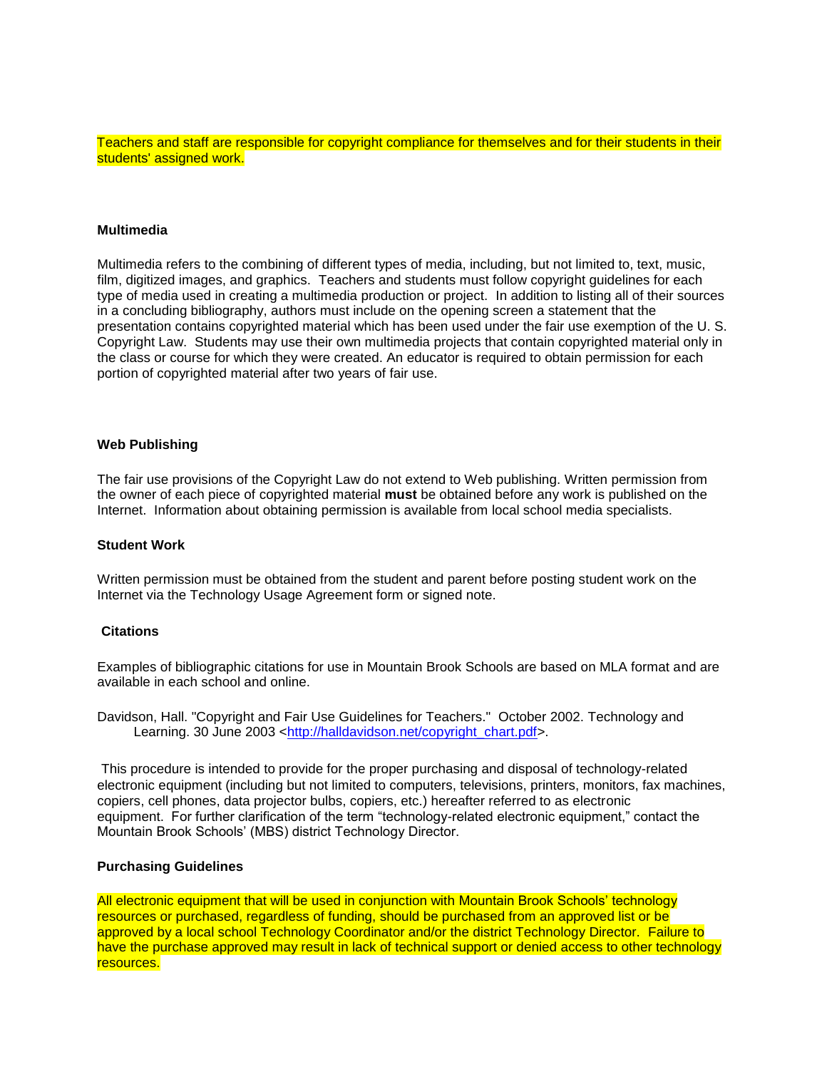Teachers and staff are responsible for copyright compliance for themselves and for their students in their students' assigned work.

**Multimedia**

Multimedia refers to the combining of different types of media, including, but not limited to, text, music, film, digitized images, and graphics. Teachers and students must follow copyright guidelines for each type of media used in creating a multimedia production or project. In addition to listing all of their sources in a concluding bibliography, authors must include on the opening screen a statement that the presentation contains copyrighted material which has been used under the fair use exemption of the U. S. Copyright Law. Students may use their own multimedia projects that contain copyrighted material only in the class or course for which they were created. An educator is required to obtain permission for each portion of copyrighted material after two years of fair use.

**Web Publishing**

The fair use provisions of the Copyright Law do not extend to Web publishing. Written permission from the owner of each piece of copyrighted material **must** be obtained before any work is published on the Internet. Information about obtaining permission is available from local school media specialists.

**Student Work**

Written permission must be obtained from the student and parent before posting student work on the Internet via the Technology Usage Agreement form or signed note.

**Citations**

Examples of bibliographic citations for use in Mountain Brook Schools are based on MLA format and are available in each school and online.

Davidson, Hall. "Copyright and Fair Use Guidelines for Teachers." October 2002. Technology and Learning. 30 June 2003 <http://halldavidson.net/copyright_chart.pdf>.

This procedure is intended to provide for the proper purchasing and disposal of technology-related electronic equipment (including but not limited to computers, televisions, printers, monitors, fax machines, copiers, cell phones, data projector bulbs, copiers, etc.) hereafter referred to as electronic equipment. For further clarification of the term "technology-related electronic equipment," contact the Mountain Brook Schools' (MBS) district Technology Director.

**Purchasing Guidelines**

All electronic equipment that will be used in conjunction with Mountain Brook Schools' technology resources or purchased, regardless of funding, should be purchased from an approved list or be approved by a local school Technology Coordinator and/or the district Technology Director. Failure to have the purchase approved may result in lack of technical support or denied access to other technology resources.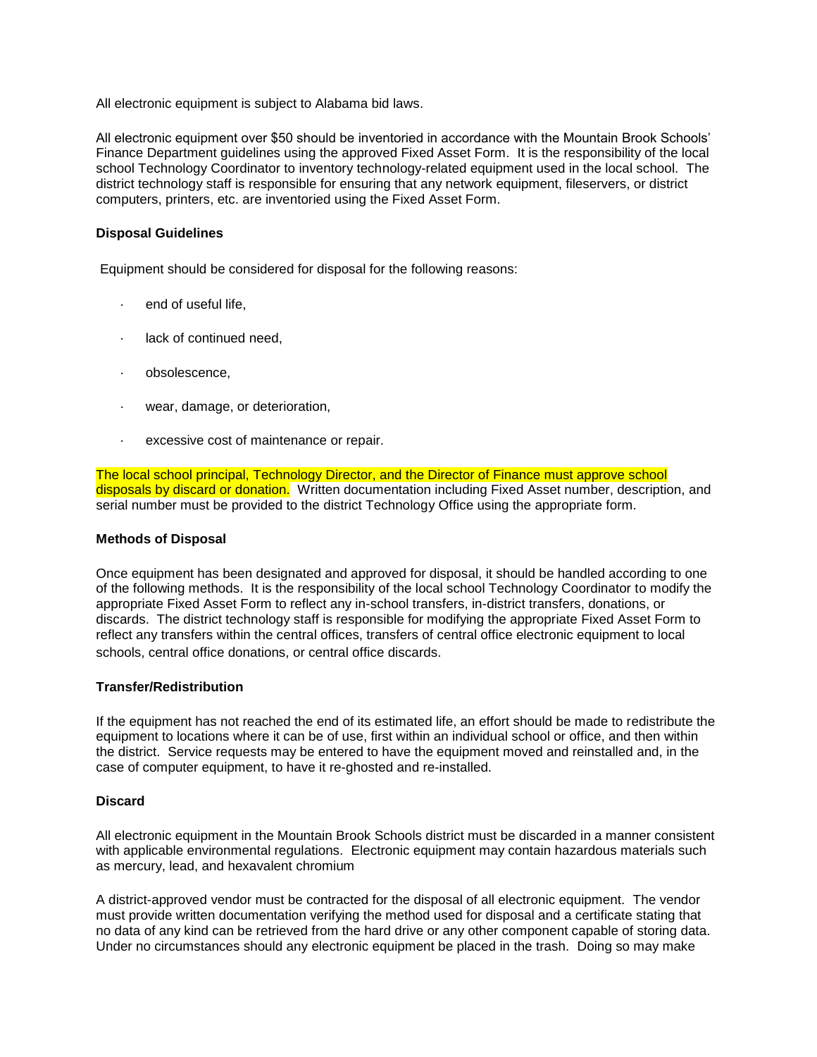All electronic equipment is subject to Alabama bid laws.

All electronic equipment over $50 should be inventoried in accordance with the Mountain Brook Schools' Finance Department guidelines using the approved Fixed Asset Form. It is the responsibility of the local school Technology Coordinator to inventory technology-related equipment used in the local school. The district technology staff is responsible for ensuring that any network equipment, fileservers, or district computers, printers, etc. are inventoried using the Fixed Asset Form.

**Disposal Guidelines**

Equipment should be considered for disposal for the following reasons:

- end of useful life,
- lack of continued need,
- obsolescence,
- wear, damage, or deterioration,
- excessive cost of maintenance or repair.

The local school principal, Technology Director, and the Director of Finance must approve school disposals by discard or donation. Written documentation including Fixed Asset number, description, and serial number must be provided to the district Technology Office using the appropriate form.

**Methods of Disposal**

Once equipment has been designated and approved for disposal, it should be handled according to one of the following methods. It is the responsibility of the local school Technology Coordinator to modify the appropriate Fixed Asset Form to reflect any in-school transfers, in-district transfers, donations, or discards. The district technology staff is responsible for modifying the appropriate Fixed Asset Form to reflect any transfers within the central offices, transfers of central office electronic equipment to local schools, central office donations, or central office discards.

**Transfer/Redistribution**

If the equipment has not reached the end of its estimated life, an effort should be made to redistribute the equipment to locations where it can be of use, first within an individual school or office, and then within the district. Service requests may be entered to have the equipment moved and reinstalled and, in the case of computer equipment, to have it re-ghosted and re-installed.

**Discard**

All electronic equipment in the Mountain Brook Schools district must be discarded in a manner consistent with applicable environmental regulations. Electronic equipment may contain hazardous materials such as mercury, lead, and hexavalent chromium

A district-approved vendor must be contracted for the disposal of all electronic equipment. The vendor must provide written documentation verifying the method used for disposal and a certificate stating that no data of any kind can be retrieved from the hard drive or any other component capable of storing data. Under no circumstances should any electronic equipment be placed in the trash. Doing so may make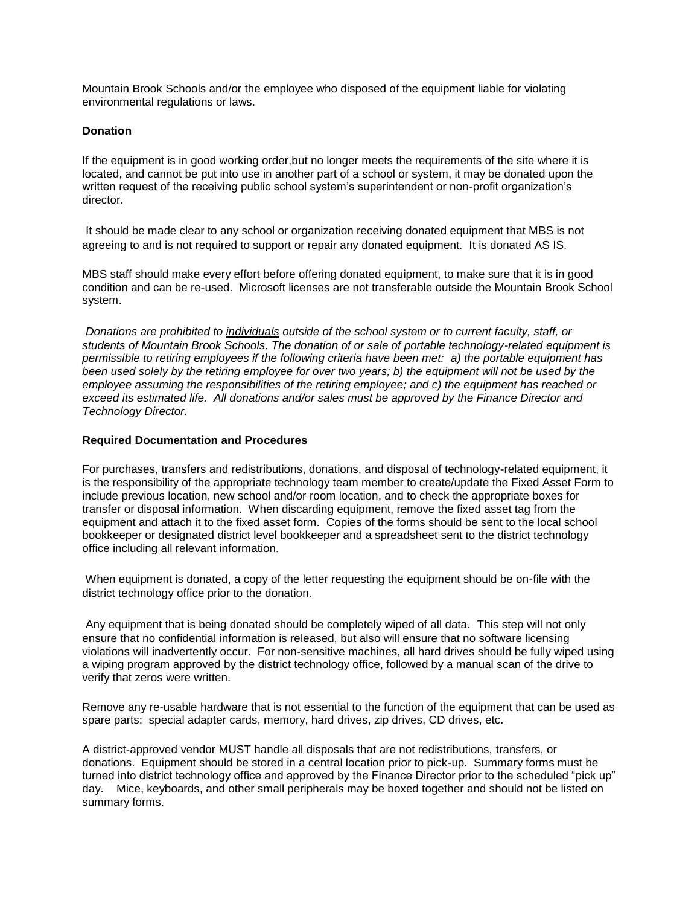Mountain Brook Schools and/or the employee who disposed of the equipment liable for violating environmental regulations or laws.

**Donation**

If the equipment is in good working order,but no longer meets the requirements of the site where it is located, and cannot be put into use in another part of a school or system, it may be donated upon the written request of the receiving public school system's superintendent or non-profit organization's director.

It should be made clear to any school or organization receiving donated equipment that MBS is not agreeing to and is not required to support or repair any donated equipment. It is donated AS IS.

MBS staff should make every effort before offering donated equipment, to make sure that it is in good condition and can be re-used. Microsoft licenses are not transferable outside the Mountain Brook School system.

*Donations are prohibited to <u>individuals</u> outside of the school system or to current faculty, staff, or students of Mountain Brook Schools. The donation of or sale of portable technology-related equipment is permissible to retiring employees if the following criteria have been met: a) the portable equipment has been used solely by the retiring employee for over two years; b) the equipment will not be used by the employee assuming the responsibilities of the retiring employee; and c) the equipment has reached or exceed its estimated life. All donations and/or sales must be approved by the Finance Director and Technology Director.*

**Required Documentation and Procedures**

For purchases, transfers and redistributions, donations, and disposal of technology-related equipment, it is the responsibility of the appropriate technology team member to create/update the Fixed Asset Form to include previous location, new school and/or room location, and to check the appropriate boxes for transfer or disposal information. When discarding equipment, remove the fixed asset tag from the equipment and attach it to the fixed asset form. Copies of the forms should be sent to the local school bookkeeper or designated district level bookkeeper and a spreadsheet sent to the district technology office including all relevant information.

When equipment is donated, a copy of the letter requesting the equipment should be on-file with the district technology office prior to the donation.

Any equipment that is being donated should be completely wiped of all data. This step will not only ensure that no confidential information is released, but also will ensure that no software licensing violations will inadvertently occur. For non-sensitive machines, all hard drives should be fully wiped using a wiping program approved by the district technology office, followed by a manual scan of the drive to verify that zeros were written.

Remove any re-usable hardware that is not essential to the function of the equipment that can be used as spare parts: special adapter cards, memory, hard drives, zip drives, CD drives, etc.

A district-approved vendor MUST handle all disposals that are not redistributions, transfers, or donations. Equipment should be stored in a central location prior to pick-up. Summary forms must be turned into district technology office and approved by the Finance Director prior to the scheduled "pick up" day. Mice, keyboards, and other small peripherals may be boxed together and should not be listed on summary forms.